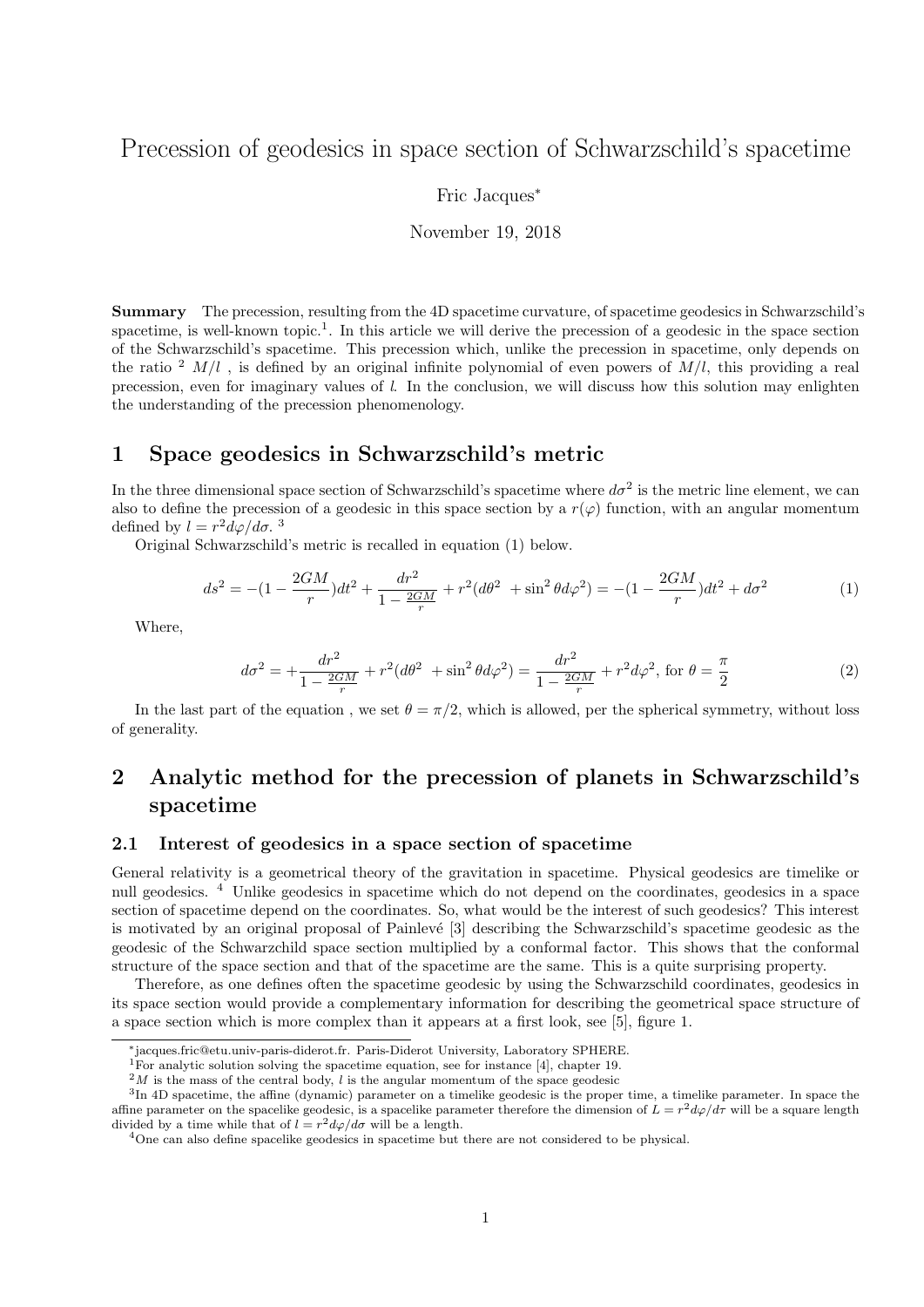# Precession of geodesics in space section of Schwarzschild's spacetime

Fric Jacques*

November 19, 2018

**Summary** The precession, resulting from the 4D spacetime curvature, of spacetime geodesics in Schwarzschild's spacetime, is well-known topic.[1]. In this article we will derive the precession of a geodesic in the space section of the Schwarzschild's spacetime. This precession which, unlike the precession in spacetime, only depends on the ratio [2] $M/l$ , is defined by an original infinite polynomial of even powers of $M/l$, this providing a real precession, even for imaginary values of $l$. In the conclusion, we will discuss how this solution may enlighten the understanding of the precession phenomenology.

## 1 Space geodesics in Schwarzschild's metric

In the three dimensional space section of Schwarzschild's spacetime where $d\sigma^2$ is the metric line element, we can also to define the precession of a geodesic in this space section by a $r(\varphi)$ function, with an angular momentum defined by $l = r^2 d\varphi/d\sigma$. [3]

Original Schwarzschild's metric is recalled in equation (1) below.

$$ds^2 = -(1 - \frac{2GM}{r})dt^2 + \frac{dr^2}{1 - \frac{2GM}{r}} + r^2(d\theta^2 + \sin^2\theta d\varphi^2) = -(1 - \frac{2GM}{r})dt^2 + d\sigma^2 \tag{1}$$

Where,

$$d\sigma^2 = + \frac{dr^2}{1 - \frac{2GM}{r}} + r^2(d\theta^2 + \sin^2\theta d\varphi^2) = \frac{dr^2}{1 - \frac{2GM}{r}} + r^2 d\varphi^2, \text{ for } \theta = \frac{\pi}{2} \tag{2}$$

In the last part of the equation , we set $\theta = \pi/2$, which is allowed, per the spherical symmetry, without loss of generality.

## 2 Analytic method for the precession of planets in Schwarzschild's spacetime

### 2.1 Interest of geodesics in a space section of spacetime

General relativity is a geometrical theory of the gravitation in spacetime. Physical geodesics are timelike or null geodesics. [4] Unlike geodesics in spacetime which do not depend on the coordinates, geodesics in a space section of spacetime depend on the coordinates. So, what would be the interest of such geodesics? This interest is motivated by an original proposal of Painlevé [3] describing the Schwarzschild's spacetime geodesic as the geodesic of the Schwarzchild space section multiplied by a conformal factor. This shows that the conformal structure of the space section and that of the spacetime are the same. This is a quite surprising property.

Therefore, as one defines often the spacetime geodesic by using the Schwarzschild coordinates, geodesics in its space section would provide a complementary information for describing the geometrical space structure of a space section which is more complex than it appears at a first look, see [5], figure 1.

---

*jacques.fric@etu.univ-paris-diderot.fr. Paris-Diderot University, Laboratory SPHERE.

[1] For analytic solution solving the spacetime equation, see for instance [4], chapter 19.

[2] $M$ is the mass of the central body, $l$ is the angular momentum of the space geodesic

[3] In 4D spacetime, the affine (dynamic) parameter on a timelike geodesic is the proper time, a timelike parameter. In space the affine parameter on the spacelike geodesic, is a spacelike parameter therefore the dimension of $L = r^2 d\varphi/d\tau$ will be a square length divided by a time while that of $l = r^2 d\varphi/d\sigma$ will be a length.

[4] One can also define spacelike geodesics in spacetime but there are not considered to be physical.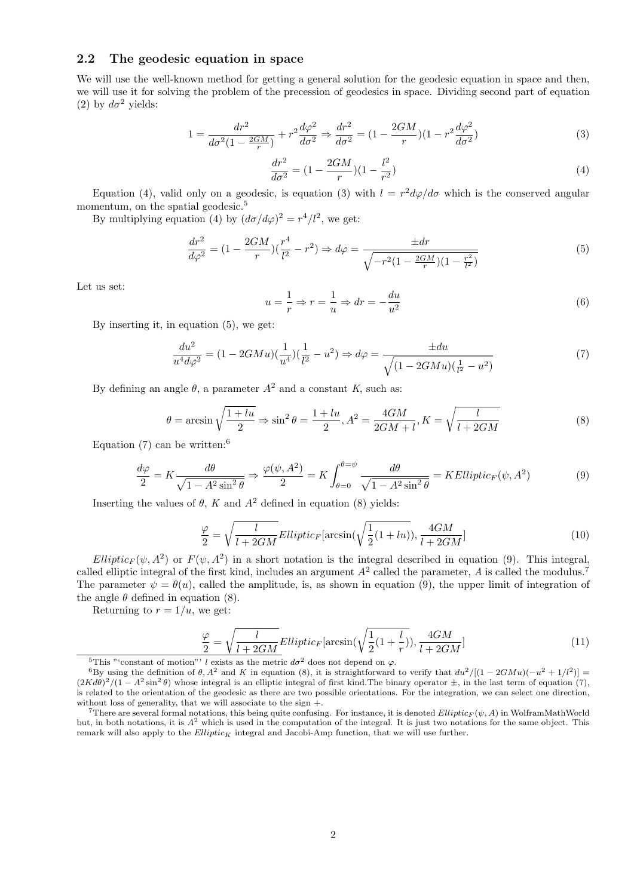## 2.2 The geodesic equation in space

We will use the well-known method for getting a general solution for the geodesic equation in space and then, we will use it for solving the problem of the precession of geodesics in space. Dividing second part of equation (2) by $d\sigma^2$ yields:

$$1 = \frac{dr^2}{d\sigma^2(1-\frac{2GM}{r})} + r^2\frac{d\varphi^2}{d\sigma^2} \Rightarrow \frac{dr^2}{d\sigma^2} = (1-\frac{2GM}{r})(1-r^2\frac{d\varphi^2}{d\sigma^2}) \tag{3}$$

$$\frac{dr^2}{d\sigma^2} = (1-\frac{2GM}{r})(1-\frac{l^2}{r^2}) \tag{4}$$

Equation (4), valid only on a geodesic, is equation (3) with $l = r^2 d\varphi/d\sigma$ which is the conserved angular momentum, on the spatial geodesic.[5]

By multiplying equation (4) by $(d\sigma/d\varphi)^2 = r^4/l^2$, we get:

$$\frac{dr^2}{d\varphi^2} = (1-\frac{2GM}{r})(\frac{r^4}{l^2}-r^2) \Rightarrow d\varphi = \frac{\pm dr}{\sqrt{-r^2(1-\frac{2GM}{r})(1-\frac{r^2}{l^2})}} \tag{5}$$

Let us set:

$$u = \frac{1}{r} \Rightarrow r = \frac{1}{u} \Rightarrow dr = -\frac{du}{u^2} \tag{6}$$

By inserting it, in equation (5), we get:

$$\frac{du^2}{u^4 d\varphi^2} = (1-2GMu)(\frac{1}{u^4})(\frac{1}{l^2}-u^2) \Rightarrow d\varphi = \frac{\pm du}{\sqrt{(1-2GMu)(\frac{1}{l^2}-u^2)}} \tag{7}$$

By defining an angle $\theta$, a parameter $A^2$ and a constant $K$, such as:

$$\theta = \arcsin\sqrt{\frac{1+lu}{2}} \Rightarrow \sin^2\theta = \frac{1+lu}{2}, A^2 = \frac{4GM}{2GM+l}, K = \sqrt{\frac{l}{l+2GM}} \tag{8}$$

Equation (7) can be written:[6]

$$\frac{d\varphi}{2} = K\frac{d\theta}{\sqrt{1-A^2\sin^2\theta}} \Rightarrow \frac{\varphi(\psi, A^2)}{2} = K\int_{\theta=0}^{\theta=\psi}\frac{d\theta}{\sqrt{1-A^2\sin^2\theta}} = K Elliptic_F(\psi, A^2) \tag{9}$$

Inserting the values of $\theta$, $K$ and $A^2$ defined in equation (8) yields:

$$\frac{\varphi}{2} = \sqrt{\frac{l}{l+2GM}} Elliptic_F[\arcsin(\sqrt{\frac{1}{2}(1+lu)}), \frac{4GM}{l+2GM}] \tag{10}$$

$Elliptic_F(\psi, A^2)$ or $F(\psi, A^2)$ in a short notation is the integral described in equation (9). This integral, called elliptic integral of the first kind, includes an argument $A^2$ called the parameter, $A$ is called the modulus.[7] The parameter $\psi = \theta(u)$, called the amplitude, is, as shown in equation (9), the upper limit of integration of the angle $\theta$ defined in equation (8).

Returning to $r = 1/u$, we get:

$$\frac{\varphi}{2} = \sqrt{\frac{l}{l+2GM}} Elliptic_F[\arcsin(\sqrt{\frac{1}{2}(1+\frac{l}{r})}), \frac{4GM}{l+2GM}] \tag{11}$$

[5] This "'constant of motion"' $l$ exists as the metric $d\sigma^2$ does not depend on $\varphi$.

[6] By using the definition of $\theta, A^2$ and $K$ in equation (8), it is straightforward to verify that $du^2/[(1-2GMu)(-u^2+1/l^2)] = (2Kd\theta)^2/(1-A^2\sin^2\theta)$ whose integral is an elliptic integral of first kind.The binary operator $\pm$, in the last term of equation (7), is related to the orientation of the geodesic as there are two possible orientations. For the integration, we can select one direction, without loss of generality, that we will associate to the sign +.

[7] There are several formal notations, this being quite confusing. For instance, it is denoted $Elliptic_F(\psi, A)$ in WolframMathWorld but, in both notations, it is $A^2$ which is used in the computation of the integral. It is just two notations for the same object. This remark will also apply to the $Elliptic_K$ integral and Jacobi-Amp function, that we will use further.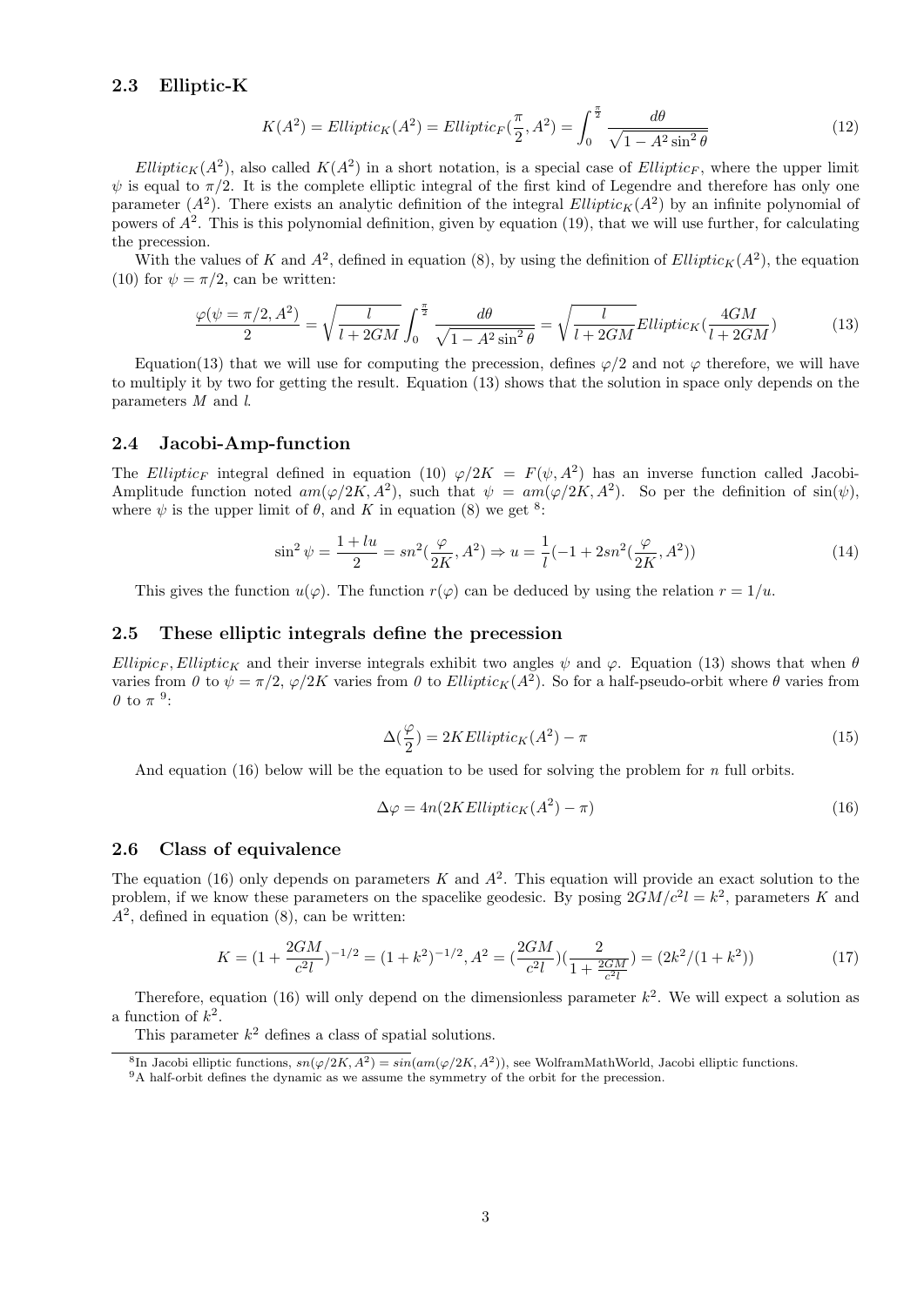### 2.3 Elliptic-K

$$K(A^2) = Elliptic_K(A^2) = Elliptic_F(\frac{\pi}{2}, A^2) = \int_0^{\frac{\pi}{2}} \frac{d\theta}{\sqrt{1 - A^2 \sin^2 \theta}} \tag{12}$$

$Elliptic_K(A^2)$, also called $K(A^2)$ in a short notation, is a special case of $Elliptic_F$, where the upper limit $\psi$ is equal to $\pi/2$. It is the complete elliptic integral of the first kind of Legendre and therefore has only one parameter ($A^2$). There exists an analytic definition of the integral $Elliptic_K(A^2)$ by an infinite polynomial of powers of $A^2$. This is this polynomial definition, given by equation (19), that we will use further, for calculating the precession.

With the values of $K$ and $A^2$, defined in equation (8), by using the definition of $Elliptic_K(A^2)$, the equation (10) for $\psi = \pi/2$, can be written:

$$\frac{\varphi(\psi = \pi/2, A^2)}{2} = \sqrt{\frac{l}{l + 2GM}} \int_0^{\frac{\pi}{2}} \frac{d\theta}{\sqrt{1 - A^2 \sin^2 \theta}} = \sqrt{\frac{l}{l + 2GM}} Elliptic_K(\frac{4GM}{l + 2GM}) \tag{13}$$

Equation(13) that we will use for computing the precession, defines $\varphi/2$ and not $\varphi$ therefore, we will have to multiply it by two for getting the result. Equation (13) shows that the solution in space only depends on the parameters $M$ and $l$.

### 2.4 Jacobi-Amp-function

The $Elliptic_F$ integral defined in equation (10) $\varphi/2K = F(\psi, A^2)$ has an inverse function called Jacobi-Amplitude function noted $am(\varphi/2K, A^2)$, such that $\psi = am(\varphi/2K, A^2)$. So per the definition of $\sin(\psi)$, where $\psi$ is the upper limit of $\theta$, and $K$ in equation (8) we get [8]:

$$\sin^2 \psi = \frac{1 + lu}{2} = sn^2(\frac{\varphi}{2K}, A^2) \Rightarrow u = \frac{1}{l}(-1 + 2sn^2(\frac{\varphi}{2K}, A^2)) \tag{14}$$

This gives the function $u(\varphi)$. The function $r(\varphi)$ can be deduced by using the relation $r = 1/u$.

### 2.5 These elliptic integrals define the precession

$Ellipic_F, Elliptic_K$ and their inverse integrals exhibit two angles $\psi$ and $\varphi$. Equation (13) shows that when $\theta$ varies from *0* to $\psi = \pi/2$, $\varphi/2K$ varies from *0* to $Elliptic_K(A^2)$. So for a half-pseudo-orbit where $\theta$ varies from *0* to $\pi$ [9]:

$$\Delta(\frac{\varphi}{2}) = 2K Elliptic_K(A^2) - \pi \tag{15}$$

And equation (16) below will be the equation to be used for solving the problem for $n$ full orbits.

$$\Delta\varphi = 4n(2K Elliptic_K(A^2) - \pi) \tag{16}$$

### 2.6 Class of equivalence

The equation (16) only depends on parameters $K$ and $A^2$. This equation will provide an exact solution to the problem, if we know these parameters on the spacelike geodesic. By posing $2GM/c^2 l = k^2$, parameters $K$ and $A^2$, defined in equation (8), can be written:

$$K = (1 + \frac{2GM}{c^2 l})^{-1/2} = (1 + k^2)^{-1/2}, A^2 = (\frac{2GM}{c^2 l})(\frac{2}{1 + \frac{2GM}{c^2 l}}) = (2k^2/(1 + k^2)) \tag{17}$$

Therefore, equation (16) will only depend on the dimensionless parameter $k^2$. We will expect a solution as a function of $k^2$.

This parameter $k^2$ defines a class of spatial solutions.

---

[8] In Jacobi elliptic functions, $sn(\varphi/2K, A^2) = sin(am(\varphi/2K, A^2))$, see WolframMathWorld, Jacobi elliptic functions.

[9] A half-orbit defines the dynamic as we assume the symmetry of the orbit for the precession.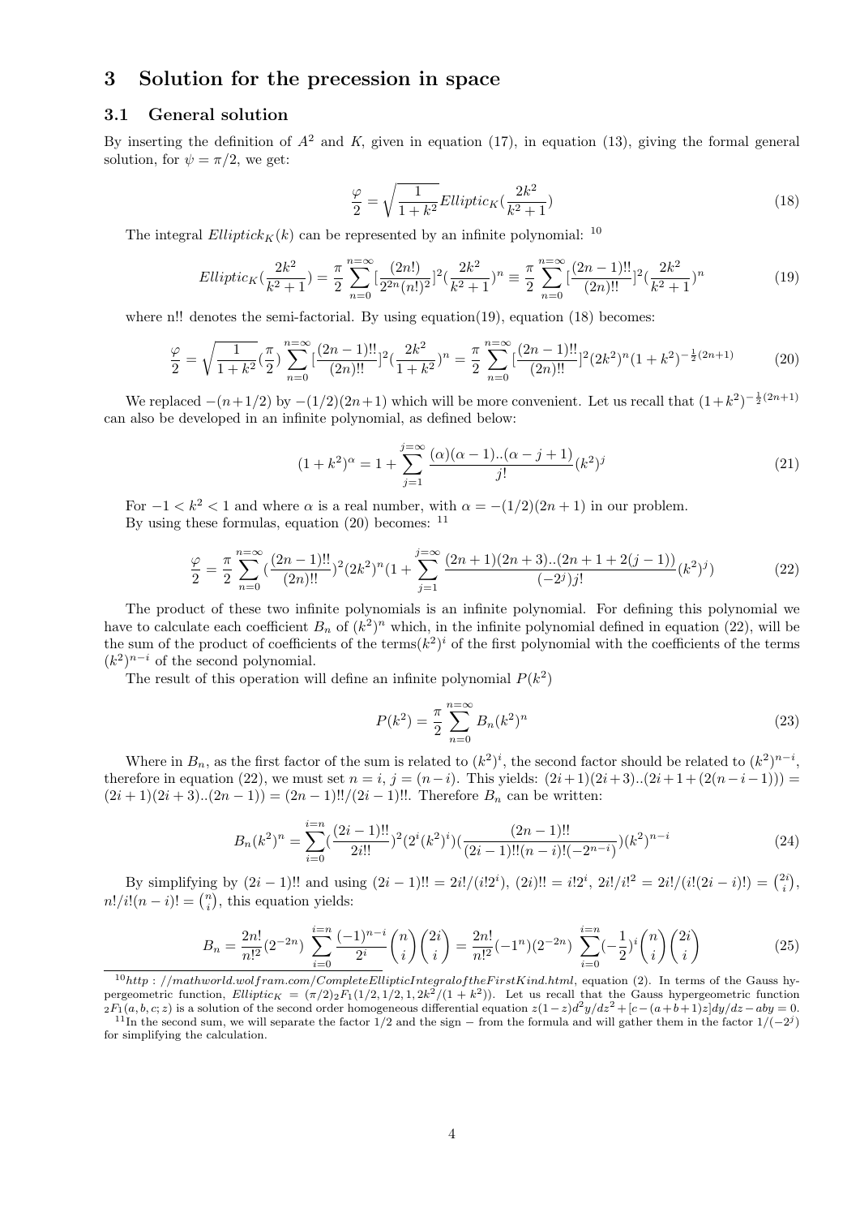# 3 Solution for the precession in space

## 3.1 General solution

By inserting the definition of $A^2$ and $K$, given in equation (17), in equation (13), giving the formal general solution, for $\psi = \pi/2$, we get:

$$\frac{\varphi}{2} = \sqrt{\frac{1}{1+k^2}} Elliptic_K(\frac{2k^2}{k^2+1}) \tag{18}$$

The integral $Elliptick_K(k)$ can be represented by an infinite polynomial: [10]

$$Elliptic_K(\frac{2k^2}{k^2+1}) = \frac{\pi}{2}\sum_{n=0}^{n=\infty}[\frac{(2n!)}{2^{2n}(n!)^2}]^2(\frac{2k^2}{k^2+1})^n \equiv \frac{\pi}{2}\sum_{n=0}^{n=\infty}[\frac{(2n-1)!!}{(2n)!!}]^2(\frac{2k^2}{k^2+1})^n \tag{19}$$

where n!! denotes the semi-factorial. By using equation(19), equation (18) becomes:

$$\frac{\varphi}{2} = \sqrt{\frac{1}{1+k^2}}(\frac{\pi}{2})\sum_{n=0}^{n=\infty}[\frac{(2n-1)!!}{(2n)!!}]^2(\frac{2k^2}{1+k^2})^n = \frac{\pi}{2}\sum_{n=0}^{n=\infty}[\frac{(2n-1)!!}{(2n)!!}]^2(2k^2)^n(1+k^2)^{-\frac{1}{2}(2n+1)} \tag{20}$$

We replaced $-(n+1/2)$ by $-(1/2)(2n+1)$ which will be more convenient. Let us recall that $(1+k^2)^{-\frac{1}{2}(2n+1)}$ can also be developed in an infinite polynomial, as defined below:

$$(1+k^2)^\alpha = 1 + \sum_{j=1}^{j=\infty}\frac{(\alpha)(\alpha-1)..(\alpha-j+1)}{j!}(k^2)^j \tag{21}$$

For $-1 < k^2 < 1$ and where $\alpha$ is a real number, with $\alpha = -(1/2)(2n+1)$ in our problem.
By using these formulas, equation (20) becomes: [11]

$$\frac{\varphi}{2} = \frac{\pi}{2}\sum_{n=0}^{n=\infty}(\frac{(2n-1)!!}{(2n)!!})^2(2k^2)^n(1+\sum_{j=1}^{j=\infty}\frac{(2n+1)(2n+3)..(2n+1+2(j-1))}{(-2^j)j!}(k^2)^j) \tag{22}$$

The product of these two infinite polynomials is an infinite polynomial. For defining this polynomial we have to calculate each coefficient $B_n$ of $(k^2)^n$ which, in the infinite polynomial defined in equation (22), will be the sum of the product of coefficients of the terms$(k^2)^i$ of the first polynomial with the coefficients of the terms $(k^2)^{n-i}$ of the second polynomial.

The result of this operation will define an infinite polynomial $P(k^2)$

$$P(k^2) = \frac{\pi}{2}\sum_{n=0}^{n=\infty}B_n(k^2)^n \tag{23}$$

Where in $B_n$, as the first factor of the sum is related to $(k^2)^i$, the second factor should be related to $(k^2)^{n-i}$, therefore in equation (22), we must set $n = i$, $j = (n-i)$. This yields: $(2i+1)(2i+3)..(2i+1+(2(n-i-1))) = (2i+1)(2i+3)..(2n-1)) = (2n-1)!!/(2i-1)!!$. Therefore $B_n$ can be written:

$$B_n(k^2)^n = \sum_{i=0}^{i=n}(\frac{(2i-1)!!}{2i!!})^2(2^i(k^2)^i)(\frac{(2n-1)!!}{(2i-1)!!(n-i)!(-2^{n-i})})(k^2)^{n-i} \tag{24}$$

By simplifying by $(2i-1)!!$ and using $(2i-1)!! = 2i!/(i!2^i)$, $(2i)!! = i!2^i$, $2i!/i!^2 = 2i!/(i!(2i-i)!) = \binom{2i}{i}$, $n!/i!(n-i)! = \binom{n}{i}$, this equation yields:

$$B_n = \frac{2n!}{n!^2}(2^{-2n})\sum_{i=0}^{i=n}\frac{(-1)^{n-i}}{2^i}\binom{n}{i}\binom{2i}{i} = \frac{2n!}{n!^2}(-1^n)(2^{-2n})\sum_{i=0}^{i=n}(-\frac{1}{2})^i\binom{n}{i}\binom{2i}{i} \tag{25}$$

---

[10] $http://mathworld.wolfram.com/CompleteEllipticIntegraloftheFirstKind.html$, equation (2). In terms of the Gauss hypergeometric function, $Elliptic_K = (\pi/2)_2F_1(1/2, 1/2, 1, 2k^2/(1+k^2))$. Let us recall that the Gauss hypergeometric function ${}_2F_1(a, b, c; z)$ is a solution of the second order homogeneous differential equation $z(1-z)d^2y/dz^2 + [c-(a+b+1)z]dy/dz - aby = 0$.

[11] In the second sum, we will separate the factor 1/2 and the sign − from the formula and will gather them in the factor $1/(-2^j)$ for simplifying the calculation.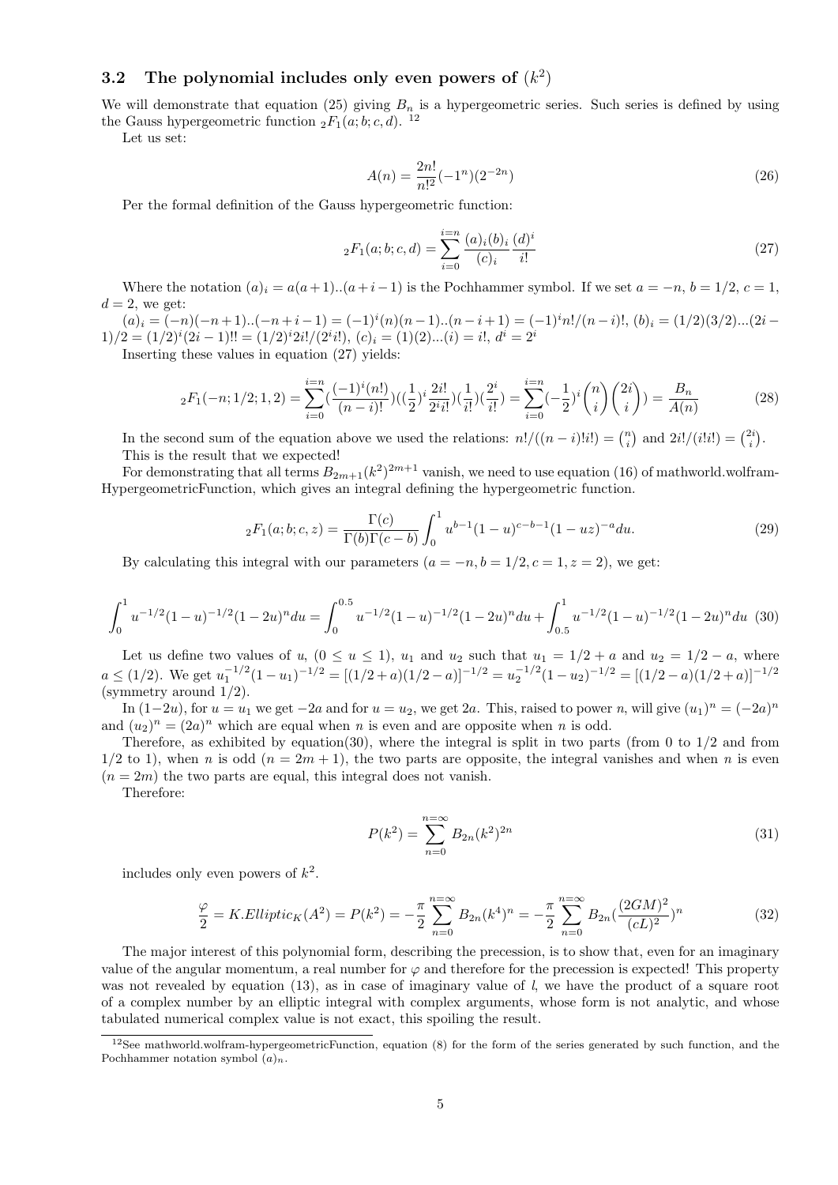### 3.2 The polynomial includes only even powers of $(k^2)$

We will demonstrate that equation (25) giving $B_n$ is a hypergeometric series. Such series is defined by using the Gauss hypergeometric function ${}_2F_1(a;b;c,d)$. [12]

Let us set:

$$A(n) = \frac{2n!}{n!^2}(-1^n)(2^{-2n}) \tag{26}$$

Per the formal definition of the Gauss hypergeometric function:

$${}_2F_1(a;b;c,d) = \sum_{i=0}^{i=n} \frac{(a)_i(b)_i}{(c)_i}\frac{(d)^i}{i!} \tag{27}$$

Where the notation $(a)_i = a(a+1)..(a+i-1)$ is the Pochhammer symbol. If we set $a=-n$, $b=1/2$, $c=1$, $d=2$, we get:

$(a)_i = (-n)(-n+1)..(-n+i-1) = (-1)^i(n)(n-1)..(n-i+1) = (-1)^i n!/(n-i)!$, $(b)_i = (1/2)(3/2)...(2i-1)/2 = (1/2)^i(2i-1)!! = (1/2)^i 2i!/(2^i i!)$, $(c)_i = (1)(2)...(i) = i!$, $d^i = 2^i$

Inserting these values in equation (27) yields:

$${}_2F_1(-n;1/2;1,2) = \sum_{i=0}^{i=n}(\frac{(-1)^i(n!)}{(n-i)!})((\frac{1}{2})^i\frac{2i!}{2^i i!})(\frac{1}{i!})(\frac{2^i}{i!}) = \sum_{i=0}^{i=n}(-\frac{1}{2})^i\binom{n}{i}\binom{2i}{i}) = \frac{B_n}{A(n)} \tag{28}$$

In the second sum of the equation above we used the relations: $n!/((n-i)!i!) = \binom{n}{i}$ and $2i!/(i!i!) = \binom{2i}{i}$.
This is the result that we expected!

For demonstrating that all terms $B_{2m+1}(k^2)^{2m+1}$ vanish, we need to use equation (16) of mathworld.wolfram-HypergeometricFunction, which gives an integral defining the hypergeometric function.

$${}_2F_1(a;b;c,z) = \frac{\Gamma(c)}{\Gamma(b)\Gamma(c-b)}\int_0^1 u^{b-1}(1-u)^{c-b-1}(1-uz)^{-a}du. \tag{29}$$

By calculating this integral with our parameters ($a=-n, b=1/2, c=1, z=2$), we get:

$$\int_0^1 u^{-1/2}(1-u)^{-1/2}(1-2u)^n du = \int_0^{0.5} u^{-1/2}(1-u)^{-1/2}(1-2u)^n du + \int_{0.5}^1 u^{-1/2}(1-u)^{-1/2}(1-2u)^n du \tag{30}$$

Let us define two values of $u$, $(0 \le u \le 1)$, $u_1$ and $u_2$ such that $u_1 = 1/2 + a$ and $u_2 = 1/2 - a$, where $a \le (1/2)$. We get $u_1^{-1/2}(1-u_1)^{-1/2} = [(1/2+a)(1/2-a)]^{-1/2} = u_2^{-1/2}(1-u_2)^{-1/2} = [(1/2-a)(1/2+a)]^{-1/2}$ (symmetry around 1/2).

In $(1-2u)$, for $u=u_1$ we get $-2a$ and for $u=u_2$, we get $2a$. This, raised to power $n$, will give $(u_1)^n = (-2a)^n$ and $(u_2)^n = (2a)^n$ which are equal when $n$ is even and are opposite when $n$ is odd.

Therefore, as exhibited by equation(30), where the integral is split in two parts (from 0 to 1/2 and from 1/2 to 1), when $n$ is odd $(n=2m+1)$, the two parts are opposite, the integral vanishes and when $n$ is even $(n=2m)$ the two parts are equal, this integral does not vanish.

Therefore:

$$P(k^2) = \sum_{n=0}^{n=\infty} B_{2n}(k^2)^{2n} \tag{31}$$

includes only even powers of $k^2$.

$$\frac{\varphi}{2} = K.Elliptic_K(A^2) = P(k^2) = -\frac{\pi}{2}\sum_{n=0}^{n=\infty} B_{2n}(k^4)^n = -\frac{\pi}{2}\sum_{n=0}^{n=\infty} B_{2n}(\frac{(2GM)^2}{(cL)^2})^n \tag{32}$$

The major interest of this polynomial form, describing the precession, is to show that, even for an imaginary value of the angular momentum, a real number for $\varphi$ and therefore for the precession is expected! This property was not revealed by equation (13), as in case of imaginary value of $l$, we have the product of a square root of a complex number by an elliptic integral with complex arguments, whose form is not analytic, and whose tabulated numerical complex value is not exact, this spoiling the result.

---

[12] See mathworld.wolfram-hypergeometricFunction, equation (8) for the form of the series generated by such function, and the Pochhammer notation symbol $(a)_n$.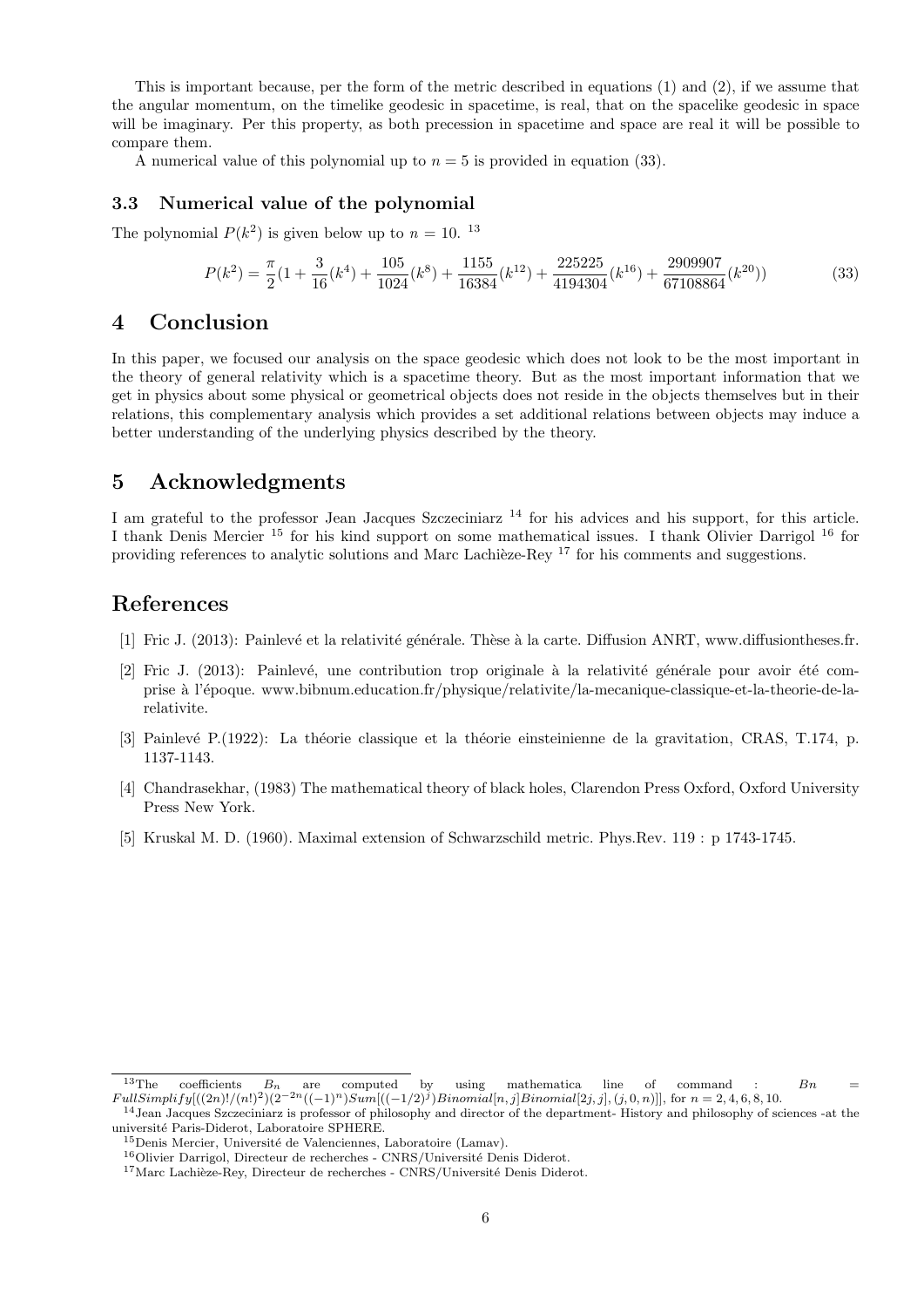This is important because, per the form of the metric described in equations (1) and (2), if we assume that the angular momentum, on the timelike geodesic in spacetime, is real, that on the spacelike geodesic in space will be imaginary. Per this property, as both precession in spacetime and space are real it will be possible to compare them.

A numerical value of this polynomial up to $n = 5$ is provided in equation (33).

### 3.3 Numerical value of the polynomial

The polynomial $P(k^2)$ is given below up to $n = 10$. [13]

$$P(k^2) = \frac{\pi}{2}(1 + \frac{3}{16}(k^4) + \frac{105}{1024}(k^8) + \frac{1155}{16384}(k^{12}) + \frac{225225}{4194304}(k^{16}) + \frac{2909907}{67108864}(k^{20})) \tag{33}$$

## 4 Conclusion

In this paper, we focused our analysis on the space geodesic which does not look to be the most important in the theory of general relativity which is a spacetime theory. But as the most important information that we get in physics about some physical or geometrical objects does not reside in the objects themselves but in their relations, this complementary analysis which provides a set additional relations between objects may induce a better understanding of the underlying physics described by the theory.

## 5 Acknowledgments

I am grateful to the professor Jean Jacques Szczeciniarz [14] for his advices and his support, for this article. I thank Denis Mercier [15] for his kind support on some mathematical issues. I thank Olivier Darrigol [16] for providing references to analytic solutions and Marc Lachièze-Rey [17] for his comments and suggestions.

## References

[1] Fric J. (2013): Painlevé et la relativité générale. Thèse à la carte. Diffusion ANRT, www.diffusiontheses.fr.

[2] Fric J. (2013): Painlevé, une contribution trop originale à la relativité générale pour avoir été comprise à l'époque. www.bibnum.education.fr/physique/relativite/la-mecanique-classique-et-la-theorie-de-la-relativite.

[3] Painlevé P.(1922): La théorie classique et la théorie einsteinienne de la gravitation, CRAS, T.174, p. 1137-1143.

[4] Chandrasekhar, (1983) The mathematical theory of black holes, Clarendon Press Oxford, Oxford University Press New York.

[5] Kruskal M. D. (1960). Maximal extension of Schwarzschild metric. Phys.Rev. 119 : p 1743-1745.

---

[13] The coefficients $Bn$ are computed by using mathematica line of command : $Bn = FullSimplify[((2n)!/(n!)^2)(2^{-2n}((-1)^n)Sum[((-1/2)^j)Binomial[n,j]Binomial[2j,j],(j,0,n)]]$, for $n = 2, 4, 6, 8, 10$.

[14] Jean Jacques Szczeciniarz is professor of philosophy and director of the department- History and philosophy of sciences -at the université Paris-Diderot, Laboratoire SPHERE.

[15] Denis Mercier, Université de Valenciennes, Laboratoire (Lamav).

[16] Olivier Darrigol, Directeur de recherches - CNRS/Université Denis Diderot.

[17] Marc Lachièze-Rey, Directeur de recherches - CNRS/Université Denis Diderot.